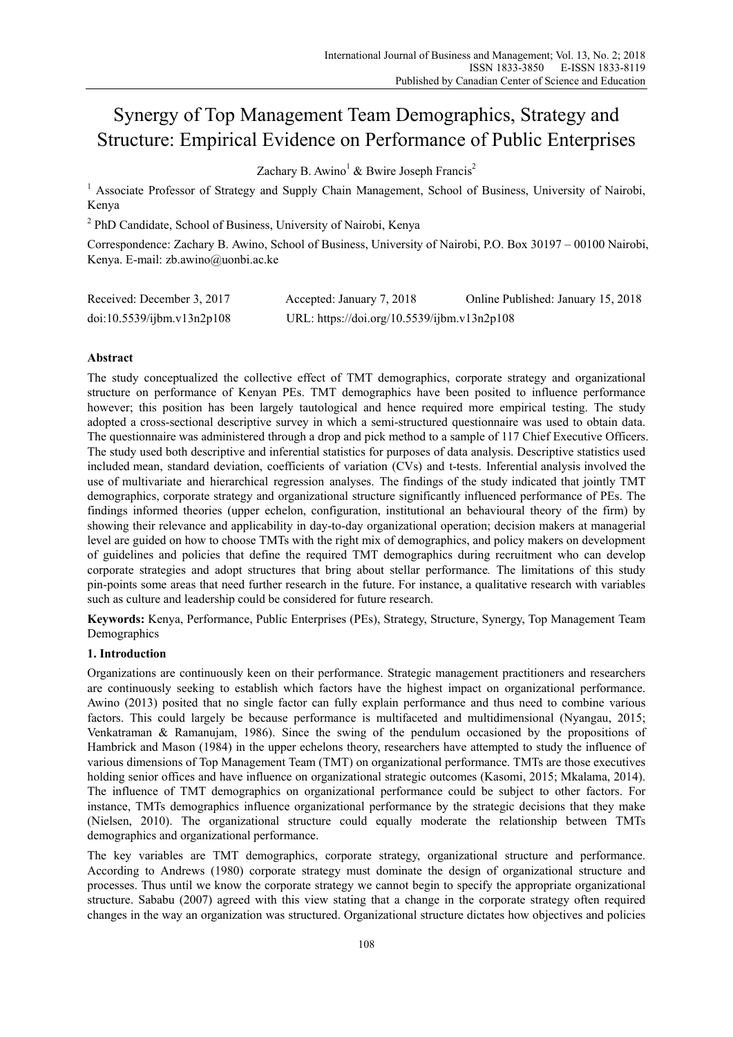# Synergy of Top Management Team Demographics, Strategy and Structure: Empirical Evidence on Performance of Public Enterprises

Zachary B. Awino[1] & Bwire Joseph Francis[2]

[1] Associate Professor of Strategy and Supply Chain Management, School of Business, University of Nairobi, Kenya

[2] PhD Candidate, School of Business, University of Nairobi, Kenya

Correspondence: Zachary B. Awino, School of Business, University of Nairobi, P.O. Box 30197 – 00100 Nairobi, Kenya. E-mail: zb.awino@uonbi.ac.ke

Received: December 3, 2017 Accepted: January 7, 2018 Online Published: January 15, 2018

doi:10.5539/ijbm.v13n2p108 URL: https://doi.org/10.5539/ijbm.v13n2p108

## Abstract

The study conceptualized the collective effect of TMT demographics, corporate strategy and organizational structure on performance of Kenyan PEs. TMT demographics have been posited to influence performance however; this position has been largely tautological and hence required more empirical testing. The study adopted a cross-sectional descriptive survey in which a semi-structured questionnaire was used to obtain data. The questionnaire was administered through a drop and pick method to a sample of 117 Chief Executive Officers. The study used both descriptive and inferential statistics for purposes of data analysis. Descriptive statistics used included mean, standard deviation, coefficients of variation (CVs) and t-tests. Inferential analysis involved the use of multivariate and hierarchical regression analyses. The findings of the study indicated that jointly TMT demographics, corporate strategy and organizational structure significantly influenced performance of PEs. The findings informed theories (upper echelon, configuration, institutional an behavioural theory of the firm) by showing their relevance and applicability in day-to-day organizational operation; decision makers at managerial level are guided on how to choose TMTs with the right mix of demographics, and policy makers on development of guidelines and policies that define the required TMT demographics during recruitment who can develop corporate strategies and adopt structures that bring about stellar performance. The limitations of this study pin-points some areas that need further research in the future. For instance, a qualitative research with variables such as culture and leadership could be considered for future research.

**Keywords:** Kenya, Performance, Public Enterprises (PEs), Strategy, Structure, Synergy, Top Management Team Demographics

## 1. Introduction

Organizations are continuously keen on their performance. Strategic management practitioners and researchers are continuously seeking to establish which factors have the highest impact on organizational performance. Awino (2013) posited that no single factor can fully explain performance and thus need to combine various factors. This could largely be because performance is multifaceted and multidimensional (Nyangau, 2015; Venkatraman & Ramanujam, 1986). Since the swing of the pendulum occasioned by the propositions of Hambrick and Mason (1984) in the upper echelons theory, researchers have attempted to study the influence of various dimensions of Top Management Team (TMT) on organizational performance. TMTs are those executives holding senior offices and have influence on organizational strategic outcomes (Kasomi, 2015; Mkalama, 2014). The influence of TMT demographics on organizational performance could be subject to other factors. For instance, TMTs demographics influence organizational performance by the strategic decisions that they make (Nielsen, 2010). The organizational structure could equally moderate the relationship between TMTs demographics and organizational performance.

The key variables are TMT demographics, corporate strategy, organizational structure and performance. According to Andrews (1980) corporate strategy must dominate the design of organizational structure and processes. Thus until we know the corporate strategy we cannot begin to specify the appropriate organizational structure. Sababu (2007) agreed with this view stating that a change in the corporate strategy often required changes in the way an organization was structured. Organizational structure dictates how objectives and policies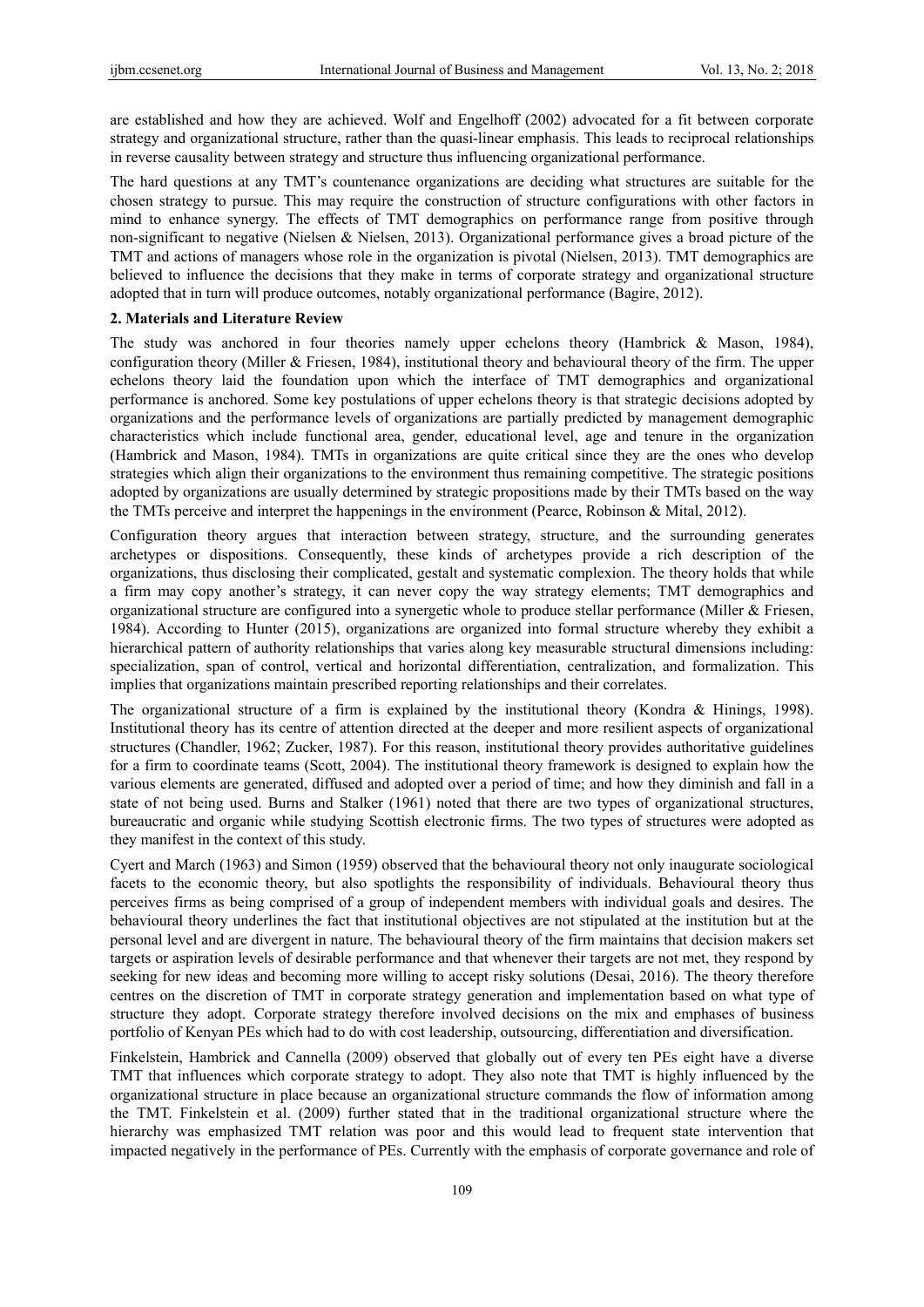are established and how they are achieved. Wolf and Engelhoff (2002) advocated for a fit between corporate strategy and organizational structure, rather than the quasi-linear emphasis. This leads to reciprocal relationships in reverse causality between strategy and structure thus influencing organizational performance.

The hard questions at any TMT's countenance organizations are deciding what structures are suitable for the chosen strategy to pursue. This may require the construction of structure configurations with other factors in mind to enhance synergy. The effects of TMT demographics on performance range from positive through non-significant to negative (Nielsen & Nielsen, 2013). Organizational performance gives a broad picture of the TMT and actions of managers whose role in the organization is pivotal (Nielsen, 2013). TMT demographics are believed to influence the decisions that they make in terms of corporate strategy and organizational structure adopted that in turn will produce outcomes, notably organizational performance (Bagire, 2012).

## 2. Materials and Literature Review

The study was anchored in four theories namely upper echelons theory (Hambrick & Mason, 1984), configuration theory (Miller & Friesen, 1984), institutional theory and behavioural theory of the firm. The upper echelons theory laid the foundation upon which the interface of TMT demographics and organizational performance is anchored. Some key postulations of upper echelons theory is that strategic decisions adopted by organizations and the performance levels of organizations are partially predicted by management demographic characteristics which include functional area, gender, educational level, age and tenure in the organization (Hambrick and Mason, 1984). TMTs in organizations are quite critical since they are the ones who develop strategies which align their organizations to the environment thus remaining competitive. The strategic positions adopted by organizations are usually determined by strategic propositions made by their TMTs based on the way the TMTs perceive and interpret the happenings in the environment (Pearce, Robinson & Mital, 2012).

Configuration theory argues that interaction between strategy, structure, and the surrounding generates archetypes or dispositions. Consequently, these kinds of archetypes provide a rich description of the organizations, thus disclosing their complicated, gestalt and systematic complexion. The theory holds that while a firm may copy another's strategy, it can never copy the way strategy elements; TMT demographics and organizational structure are configured into a synergetic whole to produce stellar performance (Miller & Friesen, 1984). According to Hunter (2015), organizations are organized into formal structure whereby they exhibit a hierarchical pattern of authority relationships that varies along key measurable structural dimensions including: specialization, span of control, vertical and horizontal differentiation, centralization, and formalization. This implies that organizations maintain prescribed reporting relationships and their correlates.

The organizational structure of a firm is explained by the institutional theory (Kondra & Hinings, 1998). Institutional theory has its centre of attention directed at the deeper and more resilient aspects of organizational structures (Chandler, 1962; Zucker, 1987). For this reason, institutional theory provides authoritative guidelines for a firm to coordinate teams (Scott, 2004). The institutional theory framework is designed to explain how the various elements are generated, diffused and adopted over a period of time; and how they diminish and fall in a state of not being used. Burns and Stalker (1961) noted that there are two types of organizational structures, bureaucratic and organic while studying Scottish electronic firms. The two types of structures were adopted as they manifest in the context of this study.

Cyert and March (1963) and Simon (1959) observed that the behavioural theory not only inaugurate sociological facets to the economic theory, but also spotlights the responsibility of individuals. Behavioural theory thus perceives firms as being comprised of a group of independent members with individual goals and desires. The behavioural theory underlines the fact that institutional objectives are not stipulated at the institution but at the personal level and are divergent in nature. The behavioural theory of the firm maintains that decision makers set targets or aspiration levels of desirable performance and that whenever their targets are not met, they respond by seeking for new ideas and becoming more willing to accept risky solutions (Desai, 2016). The theory therefore centres on the discretion of TMT in corporate strategy generation and implementation based on what type of structure they adopt. Corporate strategy therefore involved decisions on the mix and emphases of business portfolio of Kenyan PEs which had to do with cost leadership, outsourcing, differentiation and diversification.

Finkelstein, Hambrick and Cannella (2009) observed that globally out of every ten PEs eight have a diverse TMT that influences which corporate strategy to adopt. They also note that TMT is highly influenced by the organizational structure in place because an organizational structure commands the flow of information among the TMT. Finkelstein et al. (2009) further stated that in the traditional organizational structure where the hierarchy was emphasized TMT relation was poor and this would lead to frequent state intervention that impacted negatively in the performance of PEs. Currently with the emphasis of corporate governance and role of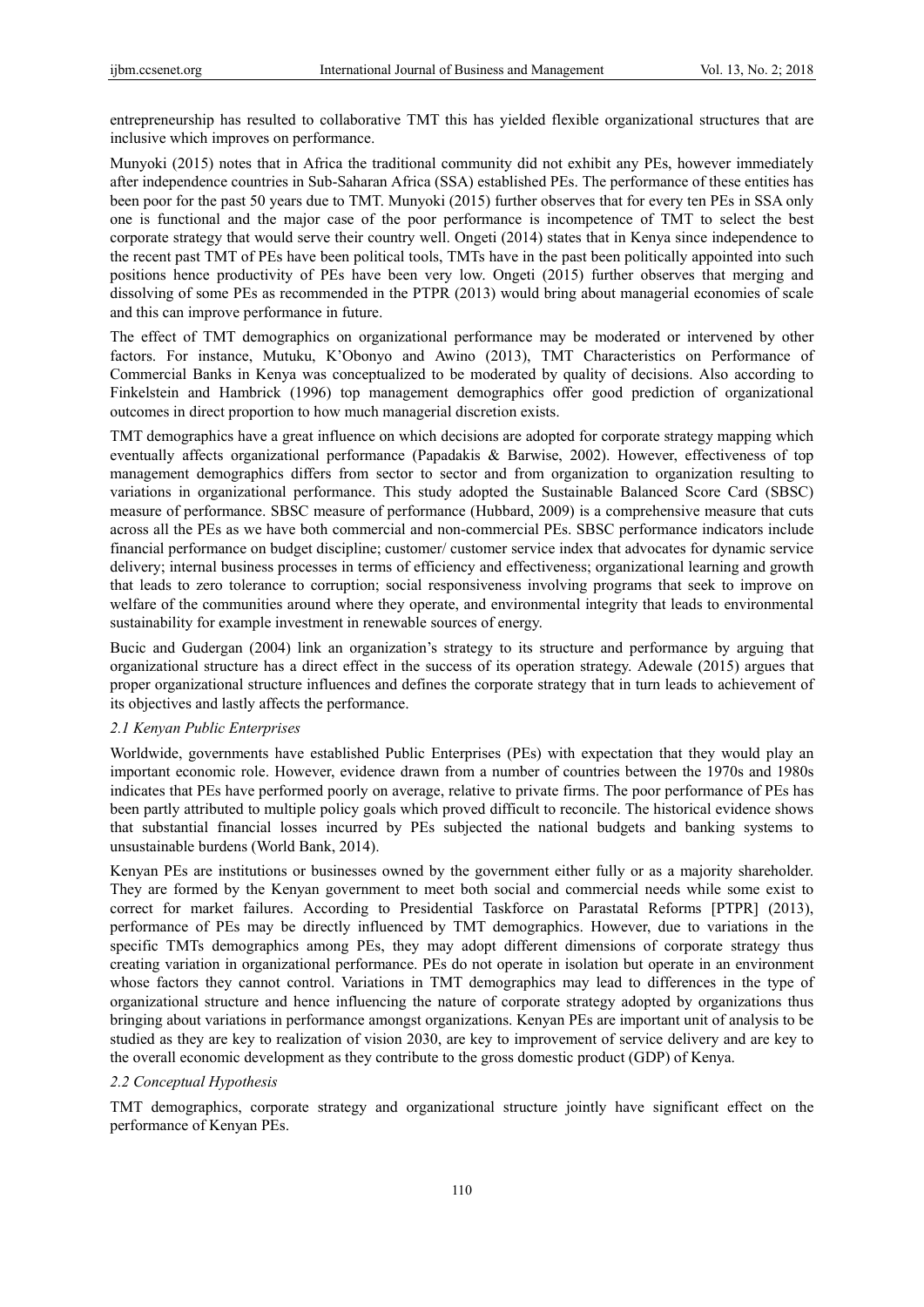entrepreneurship has resulted to collaborative TMT this has yielded flexible organizational structures that are inclusive which improves on performance.

Munyoki (2015) notes that in Africa the traditional community did not exhibit any PEs, however immediately after independence countries in Sub-Saharan Africa (SSA) established PEs. The performance of these entities has been poor for the past 50 years due to TMT. Munyoki (2015) further observes that for every ten PEs in SSA only one is functional and the major case of the poor performance is incompetence of TMT to select the best corporate strategy that would serve their country well. Ongeti (2014) states that in Kenya since independence to the recent past TMT of PEs have been political tools, TMTs have in the past been politically appointed into such positions hence productivity of PEs have been very low. Ongeti (2015) further observes that merging and dissolving of some PEs as recommended in the PTPR (2013) would bring about managerial economies of scale and this can improve performance in future.

The effect of TMT demographics on organizational performance may be moderated or intervened by other factors. For instance, Mutuku, K'Obonyo and Awino (2013), TMT Characteristics on Performance of Commercial Banks in Kenya was conceptualized to be moderated by quality of decisions. Also according to Finkelstein and Hambrick (1996) top management demographics offer good prediction of organizational outcomes in direct proportion to how much managerial discretion exists.

TMT demographics have a great influence on which decisions are adopted for corporate strategy mapping which eventually affects organizational performance (Papadakis & Barwise, 2002). However, effectiveness of top management demographics differs from sector to sector and from organization to organization resulting to variations in organizational performance. This study adopted the Sustainable Balanced Score Card (SBSC) measure of performance. SBSC measure of performance (Hubbard, 2009) is a comprehensive measure that cuts across all the PEs as we have both commercial and non-commercial PEs. SBSC performance indicators include financial performance on budget discipline; customer/ customer service index that advocates for dynamic service delivery; internal business processes in terms of efficiency and effectiveness; organizational learning and growth that leads to zero tolerance to corruption; social responsiveness involving programs that seek to improve on welfare of the communities around where they operate, and environmental integrity that leads to environmental sustainability for example investment in renewable sources of energy.

Bucic and Gudergan (2004) link an organization's strategy to its structure and performance by arguing that organizational structure has a direct effect in the success of its operation strategy. Adewale (2015) argues that proper organizational structure influences and defines the corporate strategy that in turn leads to achievement of its objectives and lastly affects the performance.

### *2.1 Kenyan Public Enterprises*

Worldwide, governments have established Public Enterprises (PEs) with expectation that they would play an important economic role. However, evidence drawn from a number of countries between the 1970s and 1980s indicates that PEs have performed poorly on average, relative to private firms. The poor performance of PEs has been partly attributed to multiple policy goals which proved difficult to reconcile. The historical evidence shows that substantial financial losses incurred by PEs subjected the national budgets and banking systems to unsustainable burdens (World Bank, 2014).

Kenyan PEs are institutions or businesses owned by the government either fully or as a majority shareholder. They are formed by the Kenyan government to meet both social and commercial needs while some exist to correct for market failures. According to Presidential Taskforce on Parastatal Reforms [PTPR] (2013), performance of PEs may be directly influenced by TMT demographics. However, due to variations in the specific TMTs demographics among PEs, they may adopt different dimensions of corporate strategy thus creating variation in organizational performance. PEs do not operate in isolation but operate in an environment whose factors they cannot control. Variations in TMT demographics may lead to differences in the type of organizational structure and hence influencing the nature of corporate strategy adopted by organizations thus bringing about variations in performance amongst organizations. Kenyan PEs are important unit of analysis to be studied as they are key to realization of vision 2030, are key to improvement of service delivery and are key to the overall economic development as they contribute to the gross domestic product (GDP) of Kenya.

### *2.2 Conceptual Hypothesis*

TMT demographics, corporate strategy and organizational structure jointly have significant effect on the performance of Kenyan PEs.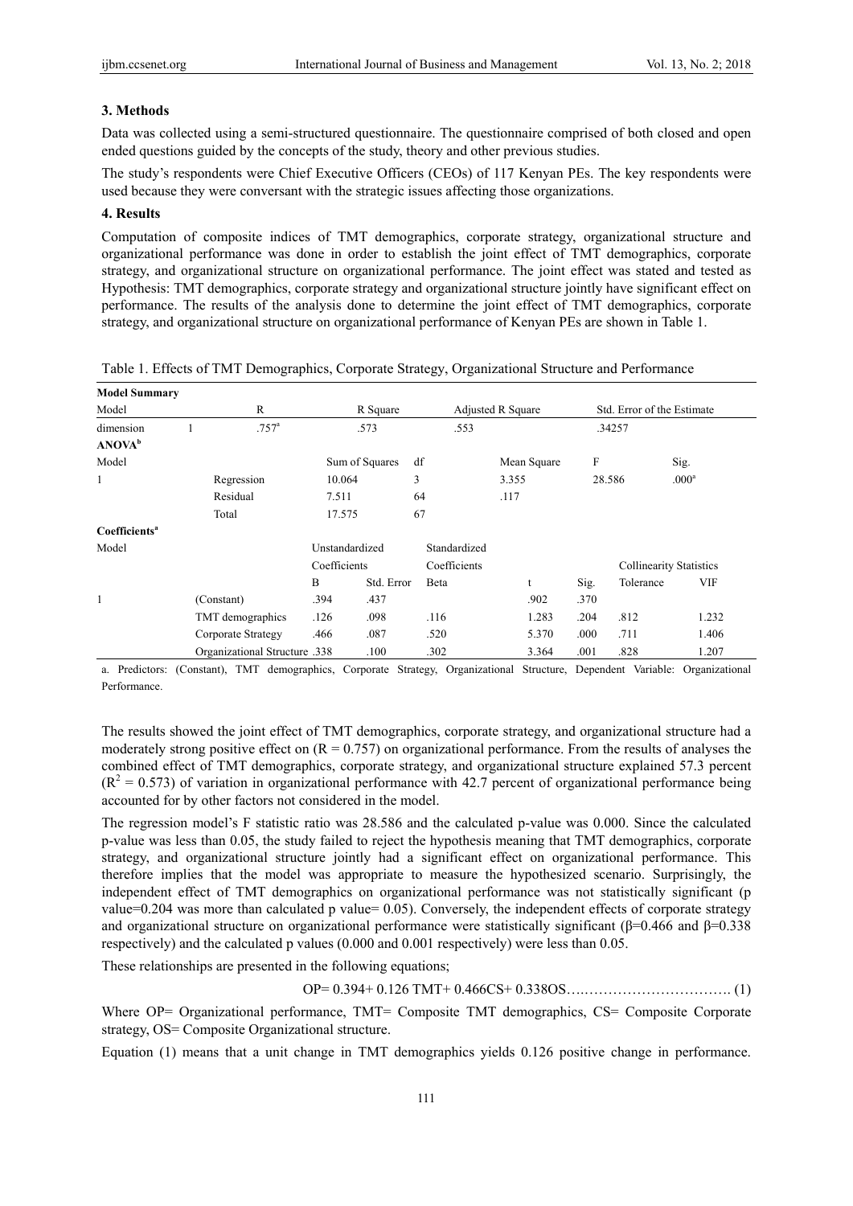## 3. Methods

Data was collected using a semi-structured questionnaire. The questionnaire comprised of both closed and open ended questions guided by the concepts of the study, theory and other previous studies.

The study's respondents were Chief Executive Officers (CEOs) of 117 Kenyan PEs. The key respondents were used because they were conversant with the strategic issues affecting those organizations.

## 4. Results

Computation of composite indices of TMT demographics, corporate strategy, organizational structure and organizational performance was done in order to establish the joint effect of TMT demographics, corporate strategy, and organizational structure on organizational performance. The joint effect was stated and tested as Hypothesis: TMT demographics, corporate strategy and organizational structure jointly have significant effect on performance. The results of the analysis done to determine the joint effect of TMT demographics, corporate strategy, and organizational structure on organizational performance of Kenyan PEs are shown in Table 1.

Table 1. Effects of TMT Demographics, Corporate Strategy, Organizational Structure and Performance

**Model Summary**

| Model | | R | R Square | Adjusted R Square | Std. Error of the Estimate |
|---|---|---|---|---|---|
| dimension | 1 | .757[a] | .573 | .553 | .34257 |

**ANOVA[b]**

| Model | | Sum of Squares | df | Mean Square | F | Sig. |
|---|---|---|---|---|---|---|
| 1 | Regression | 10.064 | 3 | 3.355 | 28.586 | .000[a] |
| | Residual | 7.511 | 64 | .117 | | |
| | Total | 17.575 | 67 | | | |

**Coefficients[a]**

| Model | | Unstandardized Coefficients | | Standardized Coefficients | | | Collinearity Statistics | |
|---|---|---|---|---|---|---|---|---|
| | | B | Std. Error | Beta | t | Sig. | Tolerance | VIF |
| 1 | (Constant) | .394 | .437 | | .902 | .370 | | |
| | TMT demographics | .126 | .098 | .116 | 1.283 | .204 | .812 | 1.232 |
| | Corporate Strategy | .466 | .087 | .520 | 5.370 | .000 | .711 | 1.406 |
| | Organizational Structure | .338 | .100 | .302 | 3.364 | .001 | .828 | 1.207 |

a. Predictors: (Constant), TMT demographics, Corporate Strategy, Organizational Structure, Dependent Variable: Organizational Performance.

The results showed the joint effect of TMT demographics, corporate strategy, and organizational structure had a moderately strong positive effect on ($R = 0.757$) on organizational performance. From the results of analyses the combined effect of TMT demographics, corporate strategy, and organizational structure explained 57.3 percent ($R^2 = 0.573$) of variation in organizational performance with 42.7 percent of organizational performance being accounted for by other factors not considered in the model.

The regression model's F statistic ratio was 28.586 and the calculated p-value was 0.000. Since the calculated p-value was less than 0.05, the study failed to reject the hypothesis meaning that TMT demographics, corporate strategy, and organizational structure jointly had a significant effect on organizational performance. This therefore implies that the model was appropriate to measure the hypothesized scenario. Surprisingly, the independent effect of TMT demographics on organizational performance was not statistically significant (p value=0.204 was more than calculated p value= 0.05). Conversely, the independent effects of corporate strategy and organizational structure on organizational performance were statistically significant ($\beta$=0.466 and $\beta$=0.338 respectively) and the calculated p values (0.000 and 0.001 respectively) were less than 0.05.

These relationships are presented in the following equations;

$$OP = 0.394 + 0.126\,TMT + 0.466CS + 0.338OS \quad (1)$$

Where OP= Organizational performance, TMT= Composite TMT demographics, CS= Composite Corporate strategy, OS= Composite Organizational structure.

Equation (1) means that a unit change in TMT demographics yields 0.126 positive change in performance.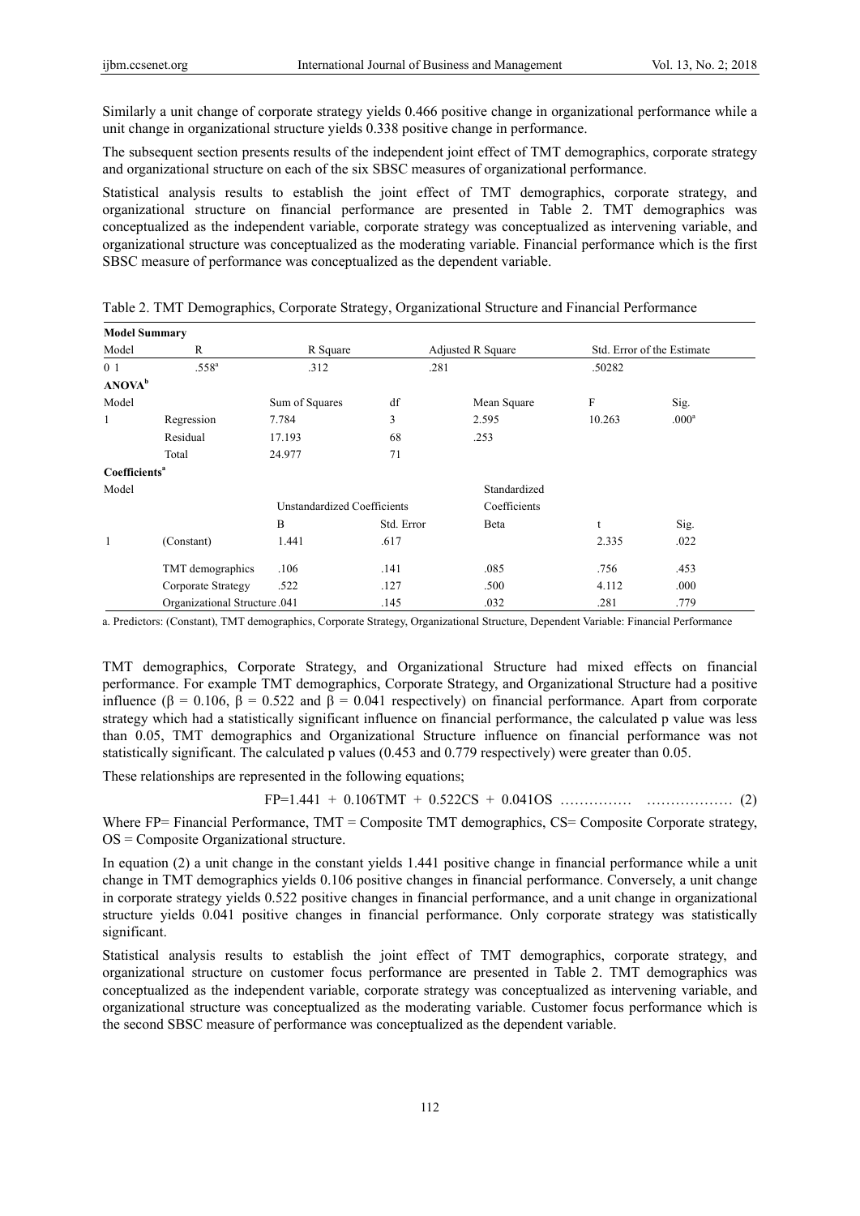Similarly a unit change of corporate strategy yields 0.466 positive change in organizational performance while a unit change in organizational structure yields 0.338 positive change in performance.

The subsequent section presents results of the independent joint effect of TMT demographics, corporate strategy and organizational structure on each of the six SBSC measures of organizational performance.

Statistical analysis results to establish the joint effect of TMT demographics, corporate strategy, and organizational structure on financial performance are presented in Table 2. TMT demographics was conceptualized as the independent variable, corporate strategy was conceptualized as intervening variable, and organizational structure was conceptualized as the moderating variable. Financial performance which is the first SBSC measure of performance was conceptualized as the dependent variable.

Table 2. TMT Demographics, Corporate Strategy, Organizational Structure and Financial Performance

| **Model Summary** | | | | | | |
|---|---|---|---|---|---|---|
| Model | R | R Square | | Adjusted R Square | Std. Error of the Estimate | |
| 0 1 | .558[a] | .312 | | .281 | .50282 | |
| **ANOVA[b]** | | | | | | |
| Model | | Sum of Squares | df | Mean Square | F | Sig. |
| 1 | Regression | 7.784 | 3 | 2.595 | 10.263 | .000[a] |
| | Residual | 17.193 | 68 | .253 | | |
| | Total | 24.977 | 71 | | | |
| **Coefficients[a]** | | | | | | |
| Model | | Unstandardized Coefficients | | Standardized Coefficients | | |
| | | B | Std. Error | Beta | t | Sig. |
| 1 | (Constant) | 1.441 | .617 | | 2.335 | .022 |
| | TMT demographics | .106 | .141 | .085 | .756 | .453 |
| | Corporate Strategy | .522 | .127 | .500 | 4.112 | .000 |
| | Organizational Structure | .041 | .145 | .032 | .281 | .779 |

a. Predictors: (Constant), TMT demographics, Corporate Strategy, Organizational Structure, Dependent Variable: Financial Performance

TMT demographics, Corporate Strategy, and Organizational Structure had mixed effects on financial performance. For example TMT demographics, Corporate Strategy, and Organizational Structure had a positive influence ($\beta = 0.106$, $\beta = 0.522$ and $\beta = 0.041$ respectively) on financial performance. Apart from corporate strategy which had a statistically significant influence on financial performance, the calculated p value was less than 0.05, TMT demographics and Organizational Structure influence on financial performance was not statistically significant. The calculated p values (0.453 and 0.779 respectively) were greater than 0.05.

These relationships are represented in the following equations;

$$FP = 1.441 + 0.106TMT + 0.522CS + 0.041OS \quad \ldots\ldots\ldots\ldots\ldots \quad \ldots\ldots\ldots\ldots\ldots\ldots \quad (2)$$

Where FP= Financial Performance, TMT = Composite TMT demographics, CS= Composite Corporate strategy, OS = Composite Organizational structure.

In equation (2) a unit change in the constant yields 1.441 positive change in financial performance while a unit change in TMT demographics yields 0.106 positive changes in financial performance. Conversely, a unit change in corporate strategy yields 0.522 positive changes in financial performance, and a unit change in organizational structure yields 0.041 positive changes in financial performance. Only corporate strategy was statistically significant.

Statistical analysis results to establish the joint effect of TMT demographics, corporate strategy, and organizational structure on customer focus performance are presented in Table 2. TMT demographics was conceptualized as the independent variable, corporate strategy was conceptualized as intervening variable, and organizational structure was conceptualized as the moderating variable. Customer focus performance which is the second SBSC measure of performance was conceptualized as the dependent variable.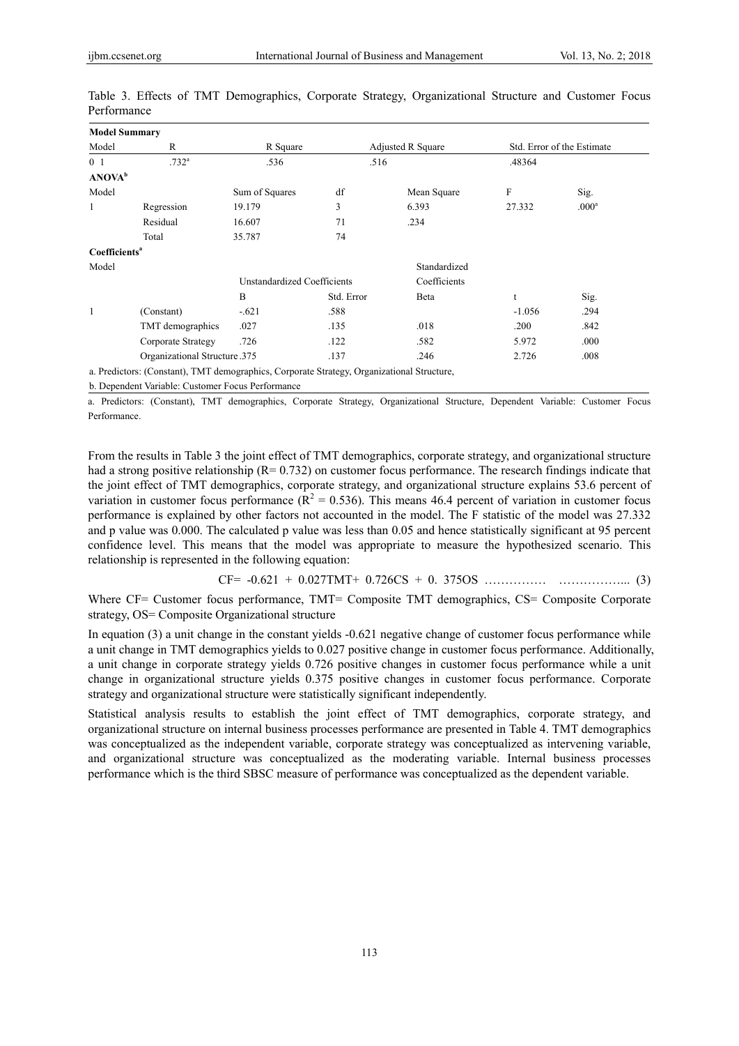Table 3. Effects of TMT Demographics, Corporate Strategy, Organizational Structure and Customer Focus Performance

**Model Summary**

| Model | R | R Square | Adjusted R Square | Std. Error of the Estimate |
|---|---|---|---|---|
| 0 1 | .732[a] | .536 | .516 | .48364 |

**ANOVA[b]**

| Model | | Sum of Squares | df | Mean Square | F | Sig. |
|---|---|---|---|---|---|---|
| 1 | Regression | 19.179 | 3 | 6.393 | 27.332 | .000[a] |
| | Residual | 16.607 | 71 | .234 | | |
| | Total | 35.787 | 74 | | | |

**Coefficients[a]**

| Model | | Unstandardized Coefficients | | Standardized Coefficients | | |
|---|---|---|---|---|---|---|
| | | B | Std. Error | Beta | t | Sig. |
| 1 | (Constant) | -.621 | .588 | | -1.056 | .294 |
| | TMT demographics | .027 | .135 | .018 | .200 | .842 |
| | Corporate Strategy | .726 | .122 | .582 | 5.972 | .000 |
| | Organizational Structure | .375 | .137 | .246 | 2.726 | .008 |

a. Predictors: (Constant), TMT demographics, Corporate Strategy, Organizational Structure,

b. Dependent Variable: Customer Focus Performance

a. Predictors: (Constant), TMT demographics, Corporate Strategy, Organizational Structure, Dependent Variable: Customer Focus Performance.

From the results in Table 3 the joint effect of TMT demographics, corporate strategy, and organizational structure had a strong positive relationship (R= 0.732) on customer focus performance. The research findings indicate that the joint effect of TMT demographics, corporate strategy, and organizational structure explains 53.6 percent of variation in customer focus performance ($R^2 = 0.536$). This means 46.4 percent of variation in customer focus performance is explained by other factors not accounted in the model. The F statistic of the model was 27.332 and p value was 0.000. The calculated p value was less than 0.05 and hence statistically significant at 95 percent confidence level. This means that the model was appropriate to measure the hypothesized scenario. This relationship is represented in the following equation:

$$CF = -0.621 + 0.027TMT + 0.726CS + 0.375OS \quad \ldots\ldots\ldots\ldots\ldots \quad (3)$$

Where CF= Customer focus performance, TMT= Composite TMT demographics, CS= Composite Corporate strategy, OS= Composite Organizational structure

In equation (3) a unit change in the constant yields -0.621 negative change of customer focus performance while a unit change in TMT demographics yields to 0.027 positive change in customer focus performance. Additionally, a unit change in corporate strategy yields 0.726 positive changes in customer focus performance while a unit change in organizational structure yields 0.375 positive changes in customer focus performance. Corporate strategy and organizational structure were statistically significant independently.

Statistical analysis results to establish the joint effect of TMT demographics, corporate strategy, and organizational structure on internal business processes performance are presented in Table 4. TMT demographics was conceptualized as the independent variable, corporate strategy was conceptualized as intervening variable, and organizational structure was conceptualized as the moderating variable. Internal business processes performance which is the third SBSC measure of performance was conceptualized as the dependent variable.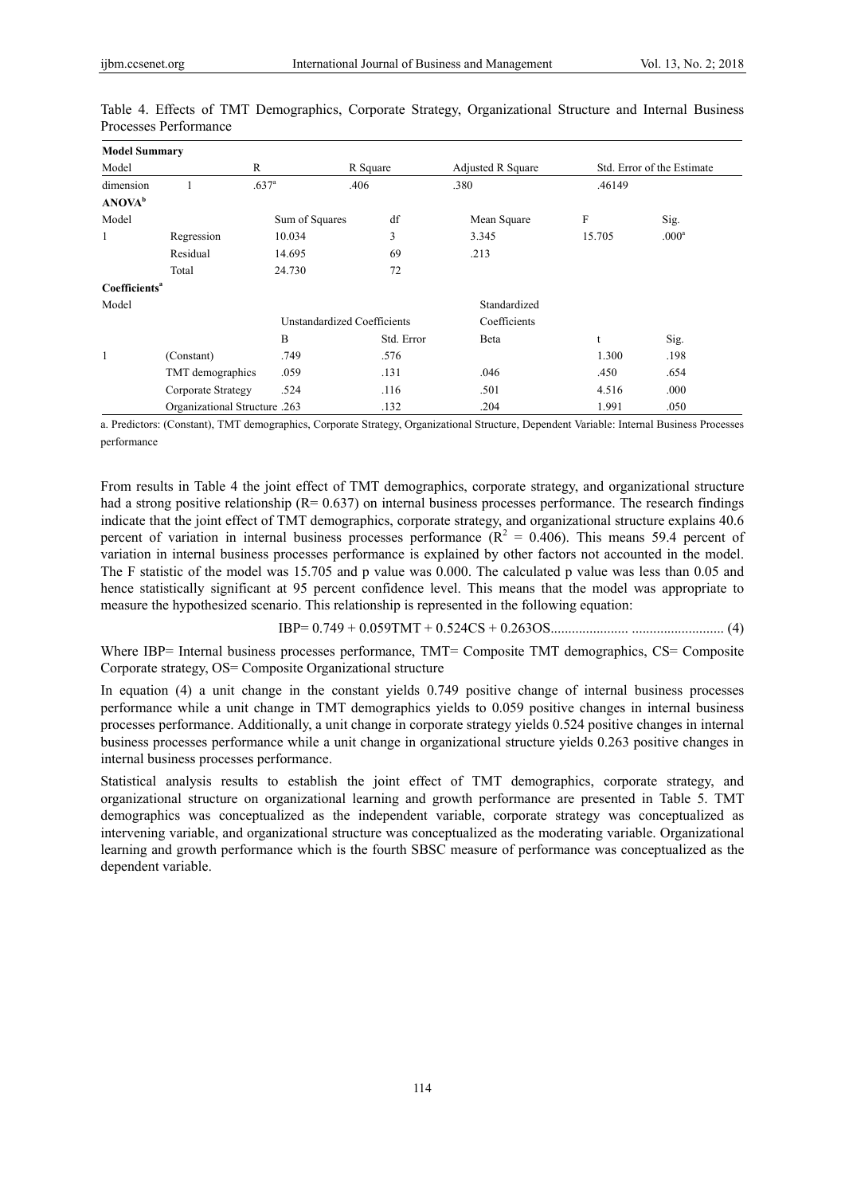Table 4. Effects of TMT Demographics, Corporate Strategy, Organizational Structure and Internal Business Processes Performance

| **Model Summary** | | | | | |
|---|---|---|---|---|---|
| Model | R | R Square | Adjusted R Square | Std. Error of the Estimate | |
| dimension 1 | .637[a] | .406 | .380 | .46149 | |

| **ANOVA[b]** | | | | | | |
|---|---|---|---|---|---|---|
| Model | | Sum of Squares | df | Mean Square | F | Sig. |
| 1 | Regression | 10.034 | 3 | 3.345 | 15.705 | .000[a] |
| | Residual | 14.695 | 69 | .213 | | |
| | Total | 24.730 | 72 | | | |

| **Coefficients[a]** | | | | | | |
|---|---|---|---|---|---|---|
| Model | | Unstandardized Coefficients | | Standardized Coefficients | | |
| | | B | Std. Error | Beta | t | Sig. |
| 1 | (Constant) | .749 | .576 | | 1.300 | .198 |
| | TMT demographics | .059 | .131 | .046 | .450 | .654 |
| | Corporate Strategy | .524 | .116 | .501 | 4.516 | .000 |
| | Organizational Structure | .263 | .132 | .204 | 1.991 | .050 |

a. Predictors: (Constant), TMT demographics, Corporate Strategy, Organizational Structure, Dependent Variable: Internal Business Processes performance

From results in Table 4 the joint effect of TMT demographics, corporate strategy, and organizational structure had a strong positive relationship (R= 0.637) on internal business processes performance. The research findings indicate that the joint effect of TMT demographics, corporate strategy, and organizational structure explains 40.6 percent of variation in internal business processes performance ($R^2$ = 0.406). This means 59.4 percent of variation in internal business processes performance is explained by other factors not accounted in the model. The F statistic of the model was 15.705 and p value was 0.000. The calculated p value was less than 0.05 and hence statistically significant at 95 percent confidence level. This means that the model was appropriate to measure the hypothesized scenario. This relationship is represented in the following equation:

$$IBP= 0.749 + 0.059TMT + 0.524CS + 0.263OS \quad (4)$$

Where IBP= Internal business processes performance, TMT= Composite TMT demographics, CS= Composite Corporate strategy, OS= Composite Organizational structure

In equation (4) a unit change in the constant yields 0.749 positive change of internal business processes performance while a unit change in TMT demographics yields to 0.059 positive changes in internal business processes performance. Additionally, a unit change in corporate strategy yields 0.524 positive changes in internal business processes performance while a unit change in organizational structure yields 0.263 positive changes in internal business processes performance.

Statistical analysis results to establish the joint effect of TMT demographics, corporate strategy, and organizational structure on organizational learning and growth performance are presented in Table 5. TMT demographics was conceptualized as the independent variable, corporate strategy was conceptualized as intervening variable, and organizational structure was conceptualized as the moderating variable. Organizational learning and growth performance which is the fourth SBSC measure of performance was conceptualized as the dependent variable.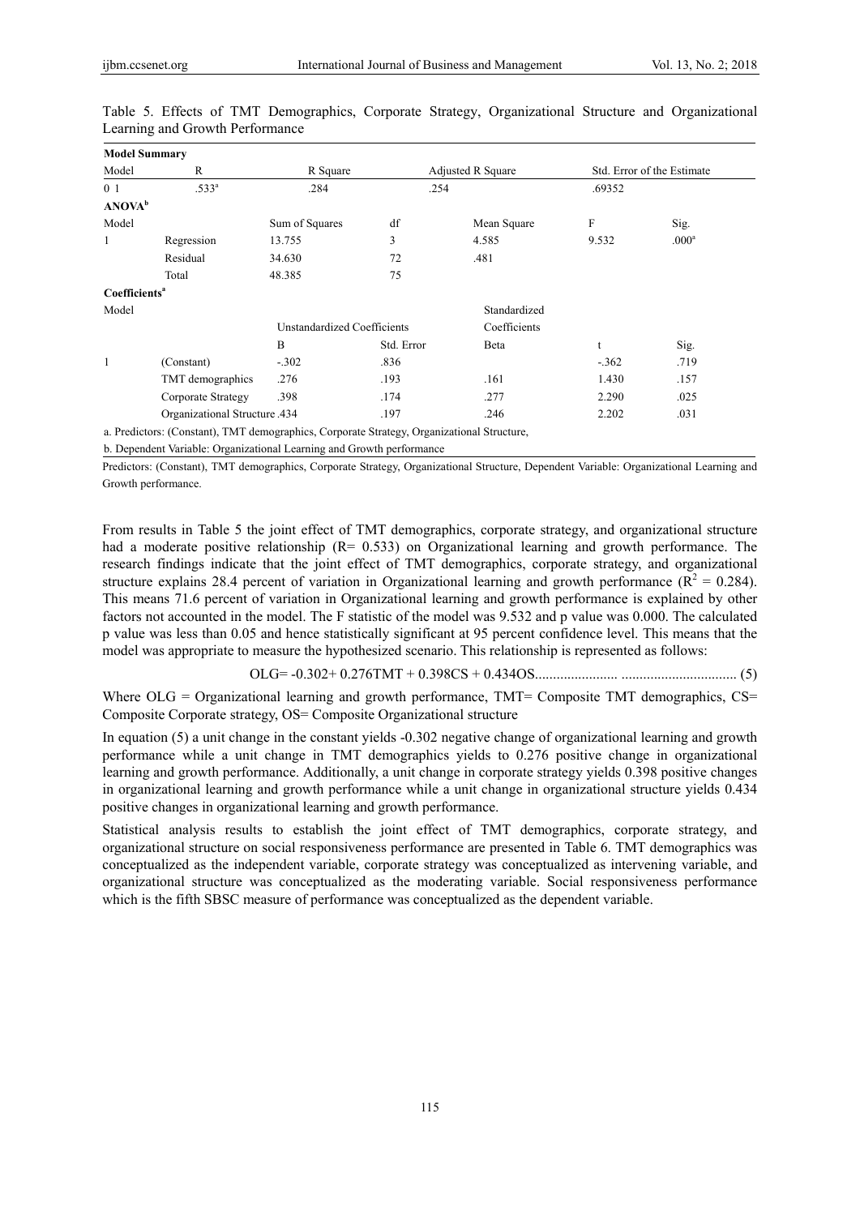Table 5. Effects of TMT Demographics, Corporate Strategy, Organizational Structure and Organizational Learning and Growth Performance

**Model Summary**

| Model | R | R Square | Adjusted R Square | Std. Error of the Estimate |
|---|---|---|---|---|
| 0 1 | .533[a] | .284 | .254 | .69352 |

**ANOVA[b]**

| Model | | Sum of Squares | df | Mean Square | F | Sig. |
|---|---|---|---|---|---|---|
| 1 | Regression | 13.755 | 3 | 4.585 | 9.532 | .000[a] |
| | Residual | 34.630 | 72 | .481 | | |
| | Total | 48.385 | 75 | | | |

**Coefficients[a]**

| Model | | Unstandardized Coefficients | | Standardized Coefficients | t | Sig. |
|---|---|---|---|---|---|---|
| | | B | Std. Error | Beta | | |
| 1 | (Constant) | -.302 | .836 | | -.362 | .719 |
| | TMT demographics | .276 | .193 | .161 | 1.430 | .157 |
| | Corporate Strategy | .398 | .174 | .277 | 2.290 | .025 |
| | Organizational Structure | .434 | .197 | .246 | 2.202 | .031 |

a. Predictors: (Constant), TMT demographics, Corporate Strategy, Organizational Structure,

b. Dependent Variable: Organizational Learning and Growth performance

Predictors: (Constant), TMT demographics, Corporate Strategy, Organizational Structure, Dependent Variable: Organizational Learning and Growth performance.

From results in Table 5 the joint effect of TMT demographics, corporate strategy, and organizational structure had a moderate positive relationship (R= 0.533) on Organizational learning and growth performance. The research findings indicate that the joint effect of TMT demographics, corporate strategy, and organizational structure explains 28.4 percent of variation in Organizational learning and growth performance ($R^2$ = 0.284). This means 71.6 percent of variation in Organizational learning and growth performance is explained by other factors not accounted in the model. The F statistic of the model was 9.532 and p value was 0.000. The calculated p value was less than 0.05 and hence statistically significant at 95 percent confidence level. This means that the model was appropriate to measure the hypothesized scenario. This relationship is represented as follows:

$$OLG = -0.302 + 0.276TMT + 0.398CS + 0.434OS \quad (5)$$

Where OLG = Organizational learning and growth performance, TMT= Composite TMT demographics, CS= Composite Corporate strategy, OS= Composite Organizational structure

In equation (5) a unit change in the constant yields -0.302 negative change of organizational learning and growth performance while a unit change in TMT demographics yields to 0.276 positive change in organizational learning and growth performance. Additionally, a unit change in corporate strategy yields 0.398 positive changes in organizational learning and growth performance while a unit change in organizational structure yields 0.434 positive changes in organizational learning and growth performance.

Statistical analysis results to establish the joint effect of TMT demographics, corporate strategy, and organizational structure on social responsiveness performance are presented in Table 6. TMT demographics was conceptualized as the independent variable, corporate strategy was conceptualized as intervening variable, and organizational structure was conceptualized as the moderating variable. Social responsiveness performance which is the fifth SBSC measure of performance was conceptualized as the dependent variable.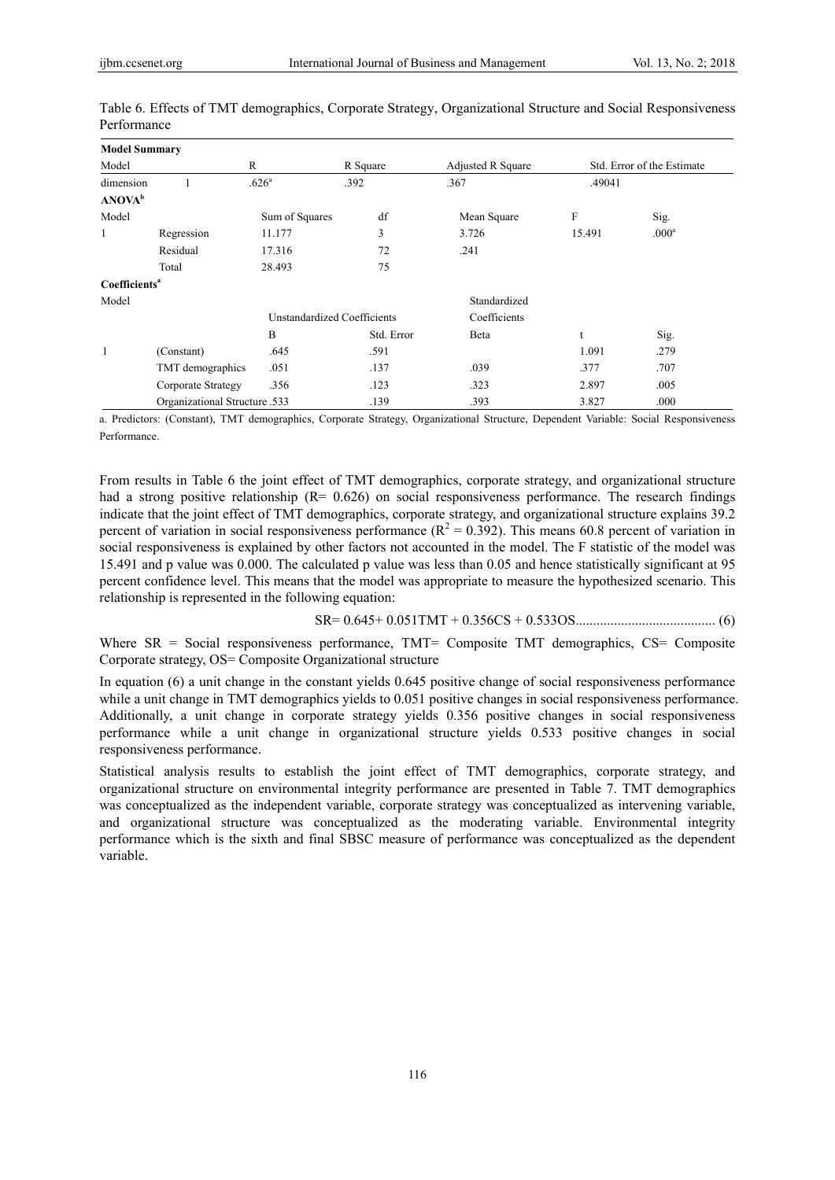Table 6. Effects of TMT demographics, Corporate Strategy, Organizational Structure and Social Responsiveness Performance

**Model Summary**

| Model | | R | R Square | Adjusted R Square | Std. Error of the Estimate |
|---|---|---|---|---|---|
| dimension | 1 | .626[a] | .392 | .367 | .49041 |

**ANOVA[b]**

| Model | | Sum of Squares | df | Mean Square | F | Sig. |
|---|---|---|---|---|---|---|
| 1 | Regression | 11.177 | 3 | 3.726 | 15.491 | .000[a] |
| | Residual | 17.316 | 72 | .241 | | |
| | Total | 28.493 | 75 | | | |

**Coefficients[a]**

| Model | | Unstandardized Coefficients | | Standardized Coefficients | | |
|---|---|---|---|---|---|---|
| | | B | Std. Error | Beta | t | Sig. |
| 1 | (Constant) | .645 | .591 | | 1.091 | .279 |
| | TMT demographics | .051 | .137 | .039 | .377 | .707 |
| | Corporate Strategy | .356 | .123 | .323 | 2.897 | .005 |
| | Organizational Structure | .533 | .139 | .393 | 3.827 | .000 |

a. Predictors: (Constant), TMT demographics, Corporate Strategy, Organizational Structure, Dependent Variable: Social Responsiveness Performance.

From results in Table 6 the joint effect of TMT demographics, corporate strategy, and organizational structure had a strong positive relationship (R= 0.626) on social responsiveness performance. The research findings indicate that the joint effect of TMT demographics, corporate strategy, and organizational structure explains 39.2 percent of variation in social responsiveness performance ($R^2 = 0.392$). This means 60.8 percent of variation in social responsiveness is explained by other factors not accounted in the model. The F statistic of the model was 15.491 and p value was 0.000. The calculated p value was less than 0.05 and hence statistically significant at 95 percent confidence level. This means that the model was appropriate to measure the hypothesized scenario. This relationship is represented in the following equation:

$$SR = 0.645 + 0.051TMT + 0.356CS + 0.533OS \quad (6)$$

Where SR = Social responsiveness performance, TMT= Composite TMT demographics, CS= Composite Corporate strategy, OS= Composite Organizational structure

In equation (6) a unit change in the constant yields 0.645 positive change of social responsiveness performance while a unit change in TMT demographics yields to 0.051 positive changes in social responsiveness performance. Additionally, a unit change in corporate strategy yields 0.356 positive changes in social responsiveness performance while a unit change in organizational structure yields 0.533 positive changes in social responsiveness performance.

Statistical analysis results to establish the joint effect of TMT demographics, corporate strategy, and organizational structure on environmental integrity performance are presented in Table 7. TMT demographics was conceptualized as the independent variable, corporate strategy was conceptualized as intervening variable, and organizational structure was conceptualized as the moderating variable. Environmental integrity performance which is the sixth and final SBSC measure of performance was conceptualized as the dependent variable.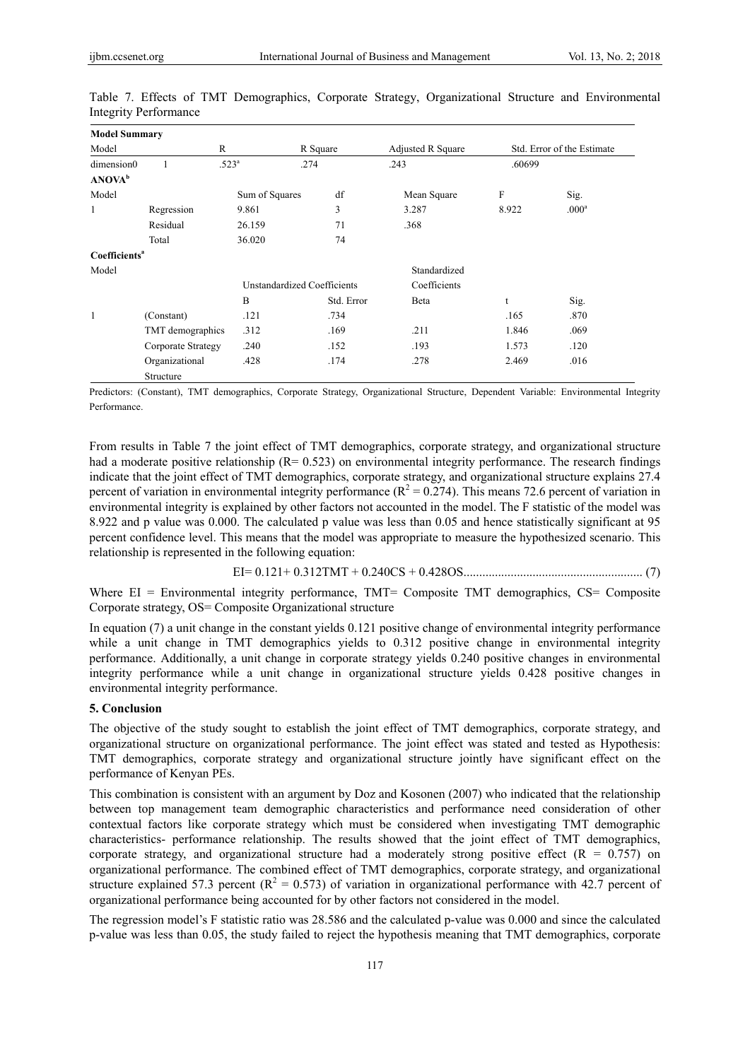Table 7. Effects of TMT Demographics, Corporate Strategy, Organizational Structure and Environmental Integrity Performance

**Model Summary**

| Model | | R | R Square | Adjusted R Square | Std. Error of the Estimate |
|---|---|---|---|---|---|
| dimension0 | 1 | .523[a] | .274 | .243 | .60699 |

**ANOVA[b]**

| Model | | Sum of Squares | df | Mean Square | F | Sig. |
|---|---|---|---|---|---|---|
| 1 | Regression | 9.861 | 3 | 3.287 | 8.922 | .000[a] |
| | Residual | 26.159 | 71 | .368 | | |
| | Total | 36.020 | 74 | | | |

**Coefficients[a]**

| Model | | Unstandardized Coefficients | | Standardized Coefficients | | |
|---|---|---|---|---|---|---|
| | | B | Std. Error | Beta | t | Sig. |
| 1 | (Constant) | .121 | .734 | | .165 | .870 |
| | TMT demographics | .312 | .169 | .211 | 1.846 | .069 |
| | Corporate Strategy | .240 | .152 | .193 | 1.573 | .120 |
| | Organizational Structure | .428 | .174 | .278 | 2.469 | .016 |

Predictors: (Constant), TMT demographics, Corporate Strategy, Organizational Structure, Dependent Variable: Environmental Integrity Performance.

From results in Table 7 the joint effect of TMT demographics, corporate strategy, and organizational structure had a moderate positive relationship ($R= 0.523$) on environmental integrity performance. The research findings indicate that the joint effect of TMT demographics, corporate strategy, and organizational structure explains 27.4 percent of variation in environmental integrity performance ($R^2 = 0.274$). This means 72.6 percent of variation in environmental integrity is explained by other factors not accounted in the model. The F statistic of the model was 8.922 and p value was 0.000. The calculated p value was less than 0.05 and hence statistically significant at 95 percent confidence level. This means that the model was appropriate to measure the hypothesized scenario. This relationship is represented in the following equation:

$$EI= 0.121+ 0.312TMT + 0.240CS + 0.428OS \quad (7)$$

Where EI = Environmental integrity performance, TMT= Composite TMT demographics, CS= Composite Corporate strategy, OS= Composite Organizational structure

In equation (7) a unit change in the constant yields 0.121 positive change of environmental integrity performance while a unit change in TMT demographics yields to 0.312 positive change in environmental integrity performance. Additionally, a unit change in corporate strategy yields 0.240 positive changes in environmental integrity performance while a unit change in organizational structure yields 0.428 positive changes in environmental integrity performance.

## 5. Conclusion

The objective of the study sought to establish the joint effect of TMT demographics, corporate strategy, and organizational structure on organizational performance. The joint effect was stated and tested as Hypothesis: TMT demographics, corporate strategy and organizational structure jointly have significant effect on the performance of Kenyan PEs.

This combination is consistent with an argument by Doz and Kosonen (2007) who indicated that the relationship between top management team demographic characteristics and performance need consideration of other contextual factors like corporate strategy which must be considered when investigating TMT demographic characteristics- performance relationship. The results showed that the joint effect of TMT demographics, corporate strategy, and organizational structure had a moderately strong positive effect ($R = 0.757$) on organizational performance. The combined effect of TMT demographics, corporate strategy, and organizational structure explained 57.3 percent ($R^2 = 0.573$) of variation in organizational performance with 42.7 percent of organizational performance being accounted for by other factors not considered in the model.

The regression model's F statistic ratio was 28.586 and the calculated p-value was 0.000 and since the calculated p-value was less than 0.05, the study failed to reject the hypothesis meaning that TMT demographics, corporate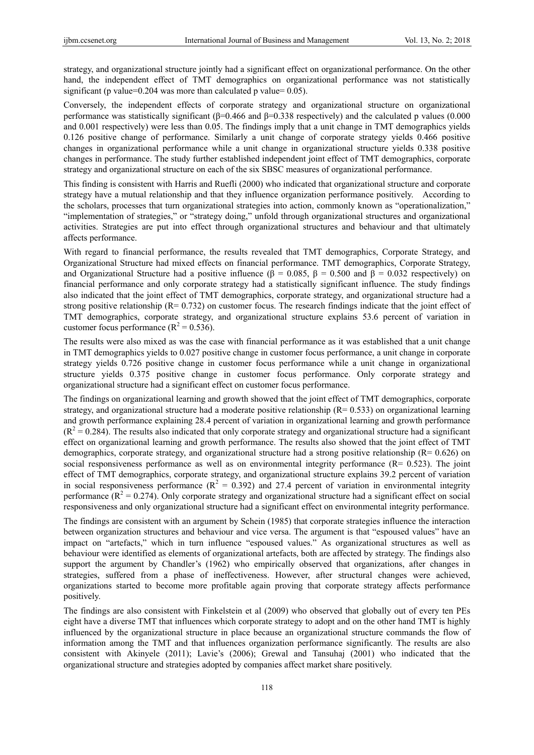strategy, and organizational structure jointly had a significant effect on organizational performance. On the other hand, the independent effect of TMT demographics on organizational performance was not statistically significant (p value=0.204 was more than calculated p value= 0.05).

Conversely, the independent effects of corporate strategy and organizational structure on organizational performance was statistically significant (β=0.466 and β=0.338 respectively) and the calculated p values (0.000 and 0.001 respectively) were less than 0.05. The findings imply that a unit change in TMT demographics yields 0.126 positive change of performance. Similarly a unit change of corporate strategy yields 0.466 positive changes in organizational performance while a unit change in organizational structure yields 0.338 positive changes in performance. The study further established independent joint effect of TMT demographics, corporate strategy and organizational structure on each of the six SBSC measures of organizational performance.

This finding is consistent with Harris and Ruefli (2000) who indicated that organizational structure and corporate strategy have a mutual relationship and that they influence organization performance positively. According to the scholars, processes that turn organizational strategies into action, commonly known as "operationalization," "implementation of strategies," or "strategy doing," unfold through organizational structures and organizational activities. Strategies are put into effect through organizational structures and behaviour and that ultimately affects performance.

With regard to financial performance, the results revealed that TMT demographics, Corporate Strategy, and Organizational Structure had mixed effects on financial performance. TMT demographics, Corporate Strategy, and Organizational Structure had a positive influence (β = 0.085, β = 0.500 and β = 0.032 respectively) on financial performance and only corporate strategy had a statistically significant influence. The study findings also indicated that the joint effect of TMT demographics, corporate strategy, and organizational structure had a strong positive relationship (R= 0.732) on customer focus. The research findings indicate that the joint effect of TMT demographics, corporate strategy, and organizational structure explains 53.6 percent of variation in customer focus performance ($R^2$ = 0.536).

The results were also mixed as was the case with financial performance as it was established that a unit change in TMT demographics yields to 0.027 positive change in customer focus performance, a unit change in corporate strategy yields 0.726 positive change in customer focus performance while a unit change in organizational structure yields 0.375 positive change in customer focus performance. Only corporate strategy and organizational structure had a significant effect on customer focus performance.

The findings on organizational learning and growth showed that the joint effect of TMT demographics, corporate strategy, and organizational structure had a moderate positive relationship (R= 0.533) on organizational learning and growth performance explaining 28.4 percent of variation in organizational learning and growth performance ($R^2$ = 0.284). The results also indicated that only corporate strategy and organizational structure had a significant effect on organizational learning and growth performance. The results also showed that the joint effect of TMT demographics, corporate strategy, and organizational structure had a strong positive relationship (R= 0.626) on social responsiveness performance as well as on environmental integrity performance (R= 0.523). The joint effect of TMT demographics, corporate strategy, and organizational structure explains 39.2 percent of variation in social responsiveness performance ($R^2$ = 0.392) and 27.4 percent of variation in environmental integrity performance ($R^2$ = 0.274). Only corporate strategy and organizational structure had a significant effect on social responsiveness and only organizational structure had a significant effect on environmental integrity performance.

The findings are consistent with an argument by Schein (1985) that corporate strategies influence the interaction between organization structures and behaviour and vice versa. The argument is that "espoused values" have an impact on "artefacts," which in turn influence "espoused values." As organizational structures as well as behaviour were identified as elements of organizational artefacts, both are affected by strategy. The findings also support the argument by Chandler's (1962) who empirically observed that organizations, after changes in strategies, suffered from a phase of ineffectiveness. However, after structural changes were achieved, organizations started to become more profitable again proving that corporate strategy affects performance positively.

The findings are also consistent with Finkelstein et al (2009) who observed that globally out of every ten PEs eight have a diverse TMT that influences which corporate strategy to adopt and on the other hand TMT is highly influenced by the organizational structure in place because an organizational structure commands the flow of information among the TMT and that influences organization performance significantly. The results are also consistent with Akinyele (2011); Lavie's (2006); Grewal and Tansuhaj (2001) who indicated that the organizational structure and strategies adopted by companies affect market share positively.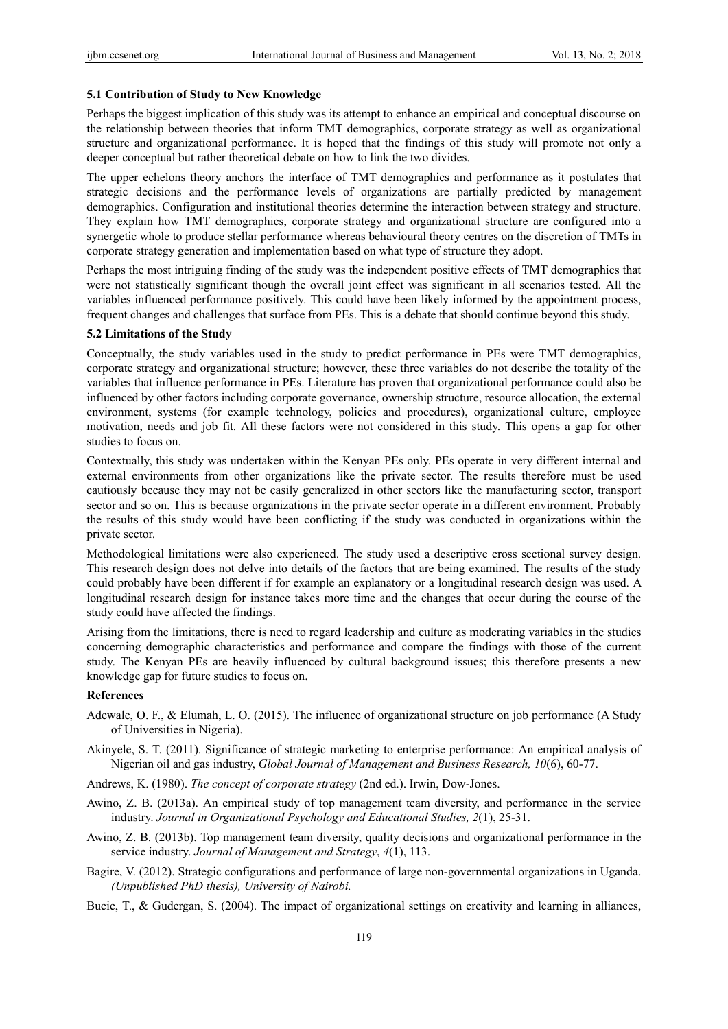### 5.1 Contribution of Study to New Knowledge

Perhaps the biggest implication of this study was its attempt to enhance an empirical and conceptual discourse on the relationship between theories that inform TMT demographics, corporate strategy as well as organizational structure and organizational performance. It is hoped that the findings of this study will promote not only a deeper conceptual but rather theoretical debate on how to link the two divides.

The upper echelons theory anchors the interface of TMT demographics and performance as it postulates that strategic decisions and the performance levels of organizations are partially predicted by management demographics. Configuration and institutional theories determine the interaction between strategy and structure. They explain how TMT demographics, corporate strategy and organizational structure are configured into a synergetic whole to produce stellar performance whereas behavioural theory centres on the discretion of TMTs in corporate strategy generation and implementation based on what type of structure they adopt.

Perhaps the most intriguing finding of the study was the independent positive effects of TMT demographics that were not statistically significant though the overall joint effect was significant in all scenarios tested. All the variables influenced performance positively. This could have been likely informed by the appointment process, frequent changes and challenges that surface from PEs. This is a debate that should continue beyond this study.

### 5.2 Limitations of the Study

Conceptually, the study variables used in the study to predict performance in PEs were TMT demographics, corporate strategy and organizational structure; however, these three variables do not describe the totality of the variables that influence performance in PEs. Literature has proven that organizational performance could also be influenced by other factors including corporate governance, ownership structure, resource allocation, the external environment, systems (for example technology, policies and procedures), organizational culture, employee motivation, needs and job fit. All these factors were not considered in this study. This opens a gap for other studies to focus on.

Contextually, this study was undertaken within the Kenyan PEs only. PEs operate in very different internal and external environments from other organizations like the private sector. The results therefore must be used cautiously because they may not be easily generalized in other sectors like the manufacturing sector, transport sector and so on. This is because organizations in the private sector operate in a different environment. Probably the results of this study would have been conflicting if the study was conducted in organizations within the private sector.

Methodological limitations were also experienced. The study used a descriptive cross sectional survey design. This research design does not delve into details of the factors that are being examined. The results of the study could probably have been different if for example an explanatory or a longitudinal research design was used. A longitudinal research design for instance takes more time and the changes that occur during the course of the study could have affected the findings.

Arising from the limitations, there is need to regard leadership and culture as moderating variables in the studies concerning demographic characteristics and performance and compare the findings with those of the current study. The Kenyan PEs are heavily influenced by cultural background issues; this therefore presents a new knowledge gap for future studies to focus on.

### References

Adewale, O. F., & Elumah, L. O. (2015). The influence of organizational structure on job performance (A Study of Universities in Nigeria).

Akinyele, S. T. (2011). Significance of strategic marketing to enterprise performance: An empirical analysis of Nigerian oil and gas industry, *Global Journal of Management and Business Research, 10*(6), 60-77.

Andrews, K. (1980). *The concept of corporate strategy* (2nd ed.). Irwin, Dow-Jones.

Awino, Z. B. (2013a). An empirical study of top management team diversity, and performance in the service industry. *Journal in Organizational Psychology and Educational Studies, 2*(1), 25-31.

Awino, Z. B. (2013b). Top management team diversity, quality decisions and organizational performance in the service industry. *Journal of Management and Strategy*, *4*(1), 113.

Bagire, V. (2012). Strategic configurations and performance of large non-governmental organizations in Uganda. *(Unpublished PhD thesis), University of Nairobi.*

Bucic, T., & Gudergan, S. (2004). The impact of organizational settings on creativity and learning in alliances,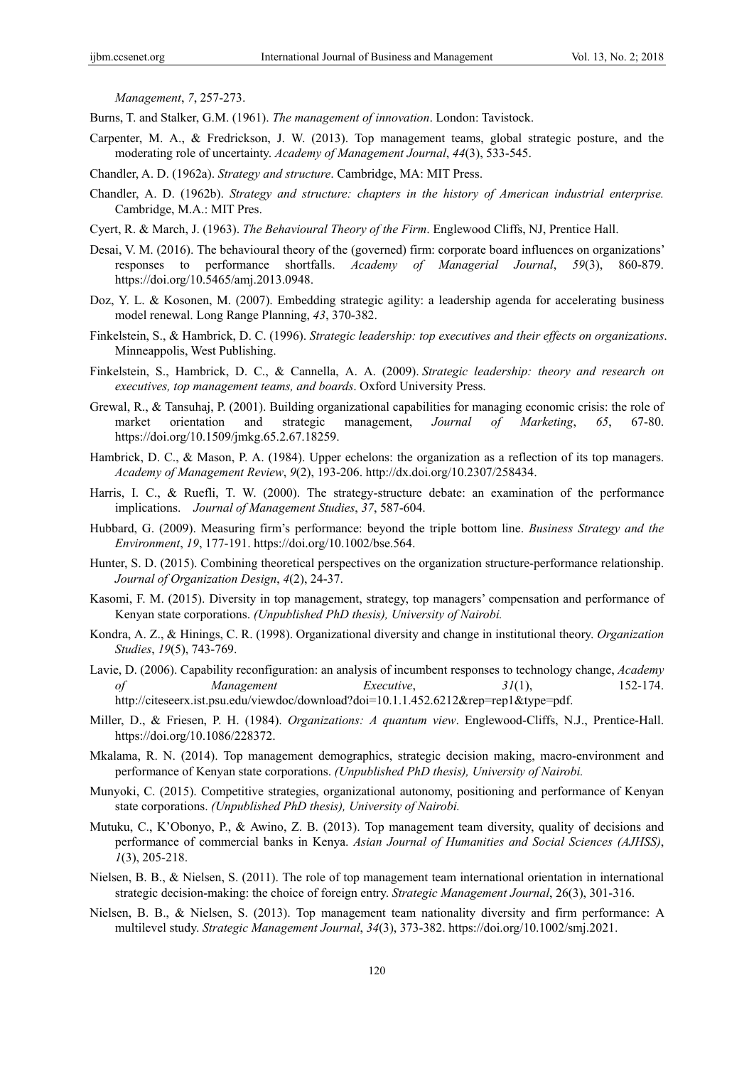*Management*, *7*, 257-273.

Burns, T. and Stalker, G.M. (1961). *The management of innovation*. London: Tavistock.

Carpenter, M. A., & Fredrickson, J. W. (2013). Top management teams, global strategic posture, and the moderating role of uncertainty. *Academy of Management Journal*, *44*(3), 533-545.

Chandler, A. D. (1962a). *Strategy and structure*. Cambridge, MA: MIT Press.

Chandler, A. D. (1962b). *Strategy and structure: chapters in the history of American industrial enterprise.* Cambridge, M.A.: MIT Pres.

Cyert, R. & March, J. (1963). *The Behavioural Theory of the Firm*. Englewood Cliffs, NJ, Prentice Hall.

Desai, V. M. (2016). The behavioural theory of the (governed) firm: corporate board influences on organizations' responses to performance shortfalls. *Academy of Managerial Journal*, *59*(3), 860-879. https://doi.org/10.5465/amj.2013.0948.

Doz, Y. L. & Kosonen, M. (2007). Embedding strategic agility: a leadership agenda for accelerating business model renewal. Long Range Planning, *43*, 370-382.

Finkelstein, S., & Hambrick, D. C. (1996). *Strategic leadership: top executives and their effects on organizations*. Minneappolis, West Publishing.

Finkelstein, S., Hambrick, D. C., & Cannella, A. A. (2009). *Strategic leadership: theory and research on executives, top management teams, and boards*. Oxford University Press.

Grewal, R., & Tansuhaj, P. (2001). Building organizational capabilities for managing economic crisis: the role of market orientation and strategic management, *Journal of Marketing*, *65*, 67-80. https://doi.org/10.1509/jmkg.65.2.67.18259.

Hambrick, D. C., & Mason, P. A. (1984). Upper echelons: the organization as a reflection of its top managers. *Academy of Management Review*, *9*(2), 193-206. http://dx.doi.org/10.2307/258434.

Harris, I. C., & Ruefli, T. W. (2000). The strategy-structure debate: an examination of the performance implications. *Journal of Management Studies*, *37*, 587-604.

Hubbard, G. (2009). Measuring firm's performance: beyond the triple bottom line. *Business Strategy and the Environment*, *19*, 177-191. https://doi.org/10.1002/bse.564.

Hunter, S. D. (2015). Combining theoretical perspectives on the organization structure-performance relationship. *Journal of Organization Design*, *4*(2), 24-37.

Kasomi, F. M. (2015). Diversity in top management, strategy, top managers' compensation and performance of Kenyan state corporations. *(Unpublished PhD thesis), University of Nairobi.*

Kondra, A. Z., & Hinings, C. R. (1998). Organizational diversity and change in institutional theory. *Organization Studies*, *19*(5), 743-769.

Lavie, D. (2006). Capability reconfiguration: an analysis of incumbent responses to technology change, *Academy of Management Executive*, *31*(1), 152-174. http://citeseerx.ist.psu.edu/viewdoc/download?doi=10.1.1.452.6212&rep=rep1&type=pdf.

Miller, D., & Friesen, P. H. (1984). *Organizations: A quantum view*. Englewood-Cliffs, N.J., Prentice-Hall. https://doi.org/10.1086/228372.

Mkalama, R. N. (2014). Top management demographics, strategic decision making, macro-environment and performance of Kenyan state corporations. *(Unpublished PhD thesis), University of Nairobi.*

Munyoki, C. (2015). Competitive strategies, organizational autonomy, positioning and performance of Kenyan state corporations. *(Unpublished PhD thesis), University of Nairobi.*

Mutuku, C., K'Obonyo, P., & Awino, Z. B. (2013). Top management team diversity, quality of decisions and performance of commercial banks in Kenya. *Asian Journal of Humanities and Social Sciences (AJHSS)*, *1*(3), 205-218.

Nielsen, B. B., & Nielsen, S. (2011). The role of top management team international orientation in international strategic decision-making: the choice of foreign entry. *Strategic Management Journal*, 26(3), 301-316.

Nielsen, B. B., & Nielsen, S. (2013). Top management team nationality diversity and firm performance: A multilevel study. *Strategic Management Journal*, *34*(3), 373-382. https://doi.org/10.1002/smj.2021.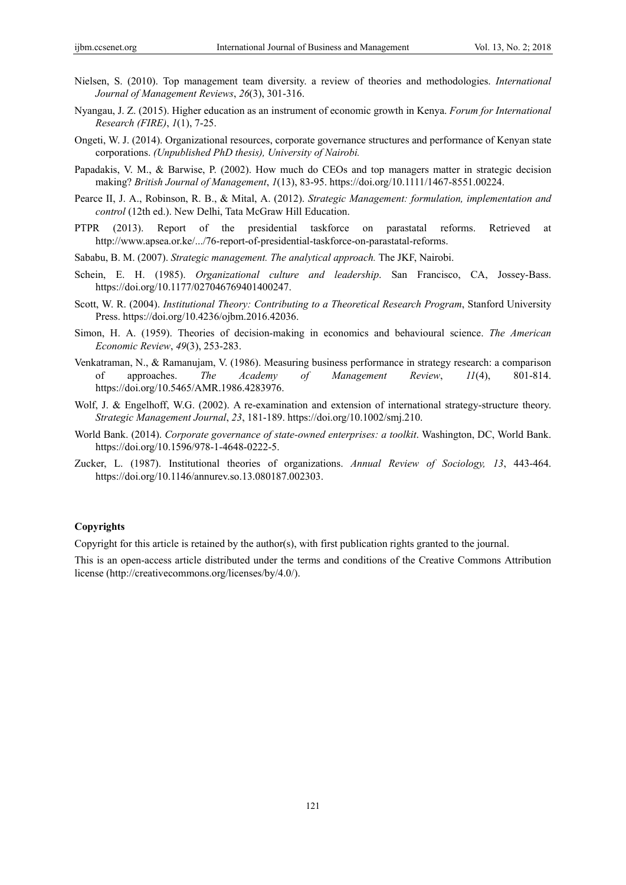Nielsen, S. (2010). Top management team diversity. a review of theories and methodologies. *International Journal of Management Reviews*, *26*(3), 301-316.

Nyangau, J. Z. (2015). Higher education as an instrument of economic growth in Kenya. *Forum for International Research (FIRE)*, *1*(1), 7-25.

Ongeti, W. J. (2014). Organizational resources, corporate governance structures and performance of Kenyan state corporations. *(Unpublished PhD thesis), University of Nairobi.*

Papadakis, V. M., & Barwise, P. (2002). How much do CEOs and top managers matter in strategic decision making? *British Journal of Management*, *1*(13), 83-95. https://doi.org/10.1111/1467-8551.00224.

Pearce II, J. A., Robinson, R. B., & Mital, A. (2012). *Strategic Management: formulation, implementation and control* (12th ed.). New Delhi, Tata McGraw Hill Education.

PTPR (2013). Report of the presidential taskforce on parastatal reforms. Retrieved at http://www.apsea.or.ke/.../76-report-of-presidential-taskforce-on-parastatal-reforms.

Sababu, B. M. (2007). *Strategic management. The analytical approach.* The JKF, Nairobi.

Schein, E. H. (1985). *Organizational culture and leadership*. San Francisco, CA, Jossey-Bass. https://doi.org/10.1177/027046769401400247.

Scott, W. R. (2004). *Institutional Theory: Contributing to a Theoretical Research Program*, Stanford University Press. https://doi.org/10.4236/ojbm.2016.42036.

Simon, H. A. (1959). Theories of decision-making in economics and behavioural science. *The American Economic Review*, *49*(3), 253-283.

Venkatraman, N., & Ramanujam, V. (1986). Measuring business performance in strategy research: a comparison of approaches. *The Academy of Management Review*, *11*(4), 801-814. https://doi.org/10.5465/AMR.1986.4283976.

Wolf, J. & Engelhoff, W.G. (2002). A re-examination and extension of international strategy-structure theory. *Strategic Management Journal*, *23*, 181-189. https://doi.org/10.1002/smj.210.

World Bank. (2014). *Corporate governance of state-owned enterprises: a toolkit*. Washington, DC, World Bank. https://doi.org/10.1596/978-1-4648-0222-5.

Zucker, L. (1987). Institutional theories of organizations. *Annual Review of Sociology, 13*, 443-464. https://doi.org/10.1146/annurev.so.13.080187.002303.

**Copyrights**

Copyright for this article is retained by the author(s), with first publication rights granted to the journal.

This is an open-access article distributed under the terms and conditions of the Creative Commons Attribution license (http://creativecommons.org/licenses/by/4.0/).